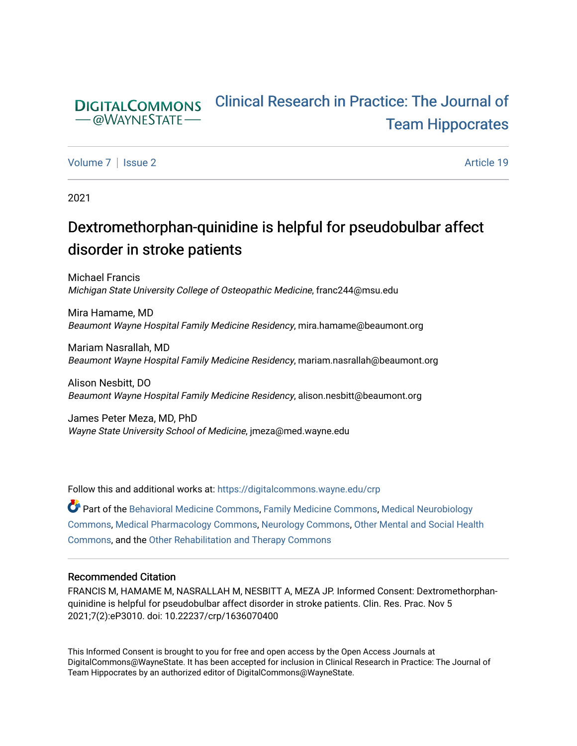DIGITALCOMMONS
@WAYNESTATE

# Clinical Research in Practice: The Journal of Team Hippocrates

Volume 7 | Issue 2 Article 19

2021

# Dextromethorphan-quinidine is helpful for pseudobulbar affect disorder in stroke patients

Michael Francis
*Michigan State University College of Osteopathic Medicine*, franc244@msu.edu

Mira Hamame, MD
*Beaumont Wayne Hospital Family Medicine Residency*, mira.hamame@beaumont.org

Mariam Nasrallah, MD
*Beaumont Wayne Hospital Family Medicine Residency*, mariam.nasrallah@beaumont.org

Alison Nesbitt, DO
*Beaumont Wayne Hospital Family Medicine Residency*, alison.nesbitt@beaumont.org

James Peter Meza, MD, PhD
*Wayne State University School of Medicine*, jmeza@med.wayne.edu

Follow this and additional works at: https://digitalcommons.wayne.edu/crp

Part of the Behavioral Medicine Commons, Family Medicine Commons, Medical Neurobiology Commons, Medical Pharmacology Commons, Neurology Commons, Other Mental and Social Health Commons, and the Other Rehabilitation and Therapy Commons

## Recommended Citation

FRANCIS M, HAMAME M, NASRALLAH M, NESBITT A, MEZA JP. Informed Consent: Dextromethorphan-quinidine is helpful for pseudobulbar affect disorder in stroke patients. Clin. Res. Prac. Nov 5 2021;7(2):eP3010. doi: 10.22237/crp/1636070400

This Informed Consent is brought to you for free and open access by the Open Access Journals at DigitalCommons@WayneState. It has been accepted for inclusion in Clinical Research in Practice: The Journal of Team Hippocrates by an authorized editor of DigitalCommons@WayneState.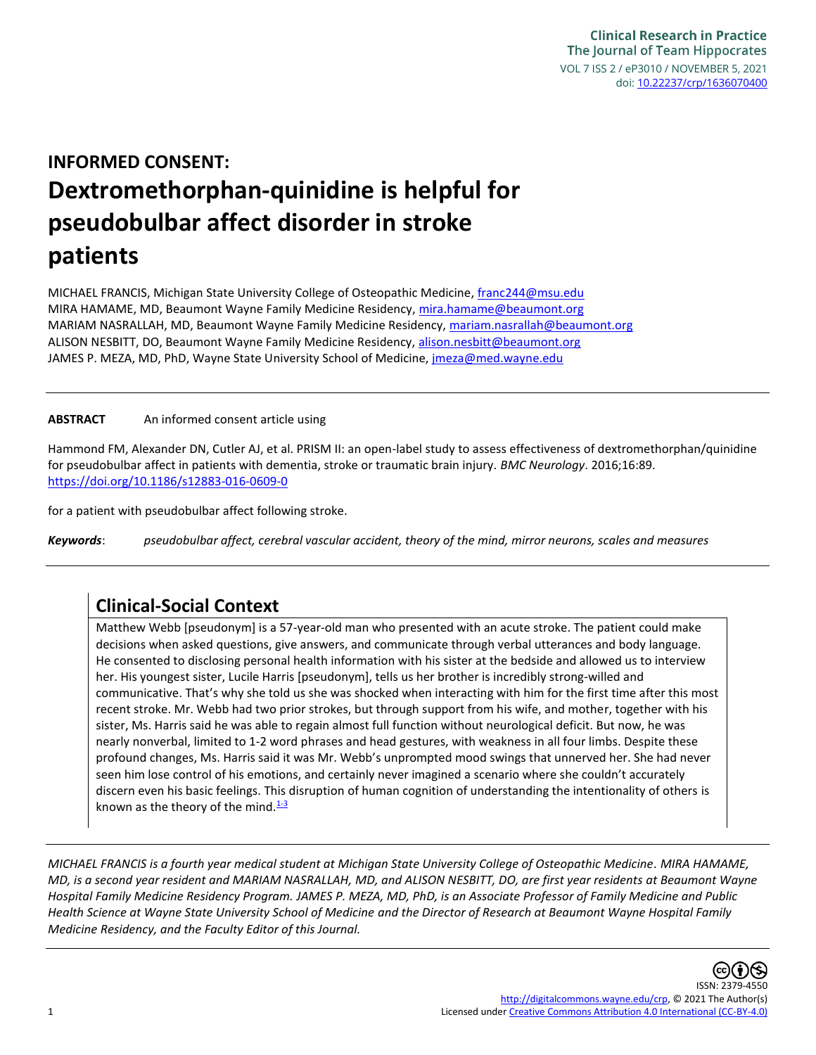# INFORMED CONSENT:
# Dextromethorphan-quinidine is helpful for pseudobulbar affect disorder in stroke patients

MICHAEL FRANCIS, Michigan State University College of Osteopathic Medicine, franc244@msu.edu
MIRA HAMAME, MD, Beaumont Wayne Family Medicine Residency, mira.hamame@beaumont.org
MARIAM NASRALLAH, MD, Beaumont Wayne Family Medicine Residency, mariam.nasrallah@beaumont.org
ALISON NESBITT, DO, Beaumont Wayne Family Medicine Residency, alison.nesbitt@beaumont.org
JAMES P. MEZA, MD, PhD, Wayne State University School of Medicine, jmeza@med.wayne.edu

---

**ABSTRACT** An informed consent article using

Hammond FM, Alexander DN, Cutler AJ, et al. PRISM II: an open-label study to assess effectiveness of dextromethorphan/quinidine for pseudobulbar affect in patients with dementia, stroke or traumatic brain injury. *BMC Neurology*. 2016;16:89. https://doi.org/10.1186/s12883-016-0609-0

for a patient with pseudobulbar affect following stroke.

***Keywords***: *pseudobulbar affect, cerebral vascular accident, theory of the mind, mirror neurons, scales and measures*

---

## Clinical-Social Context

Matthew Webb [pseudonym] is a 57-year-old man who presented with an acute stroke. The patient could make decisions when asked questions, give answers, and communicate through verbal utterances and body language. He consented to disclosing personal health information with his sister at the bedside and allowed us to interview her. His youngest sister, Lucile Harris [pseudonym], tells us her brother is incredibly strong-willed and communicative. That's why she told us she was shocked when interacting with him for the first time after this most recent stroke. Mr. Webb had two prior strokes, but through support from his wife, and mother, together with his sister, Ms. Harris said he was able to regain almost full function without neurological deficit. But now, he was nearly nonverbal, limited to 1-2 word phrases and head gestures, with weakness in all four limbs. Despite these profound changes, Ms. Harris said it was Mr. Webb's unprompted mood swings that unnerved her. She had never seen him lose control of his emotions, and certainly never imagined a scenario where she couldn't accurately discern even his basic feelings. This disruption of human cognition of understanding the intentionality of others is known as the theory of the mind.[1-3]

---

*MICHAEL FRANCIS is a fourth year medical student at Michigan State University College of Osteopathic Medicine. MIRA HAMAME, MD, is a second year resident and MARIAM NASRALLAH, MD, and ALISON NESBITT, DO, are first year residents at Beaumont Wayne Hospital Family Medicine Residency Program. JAMES P. MEZA, MD, PhD, is an Associate Professor of Family Medicine and Public Health Science at Wayne State University School of Medicine and the Director of Research at Beaumont Wayne Hospital Family Medicine Residency, and the Faculty Editor of this Journal.*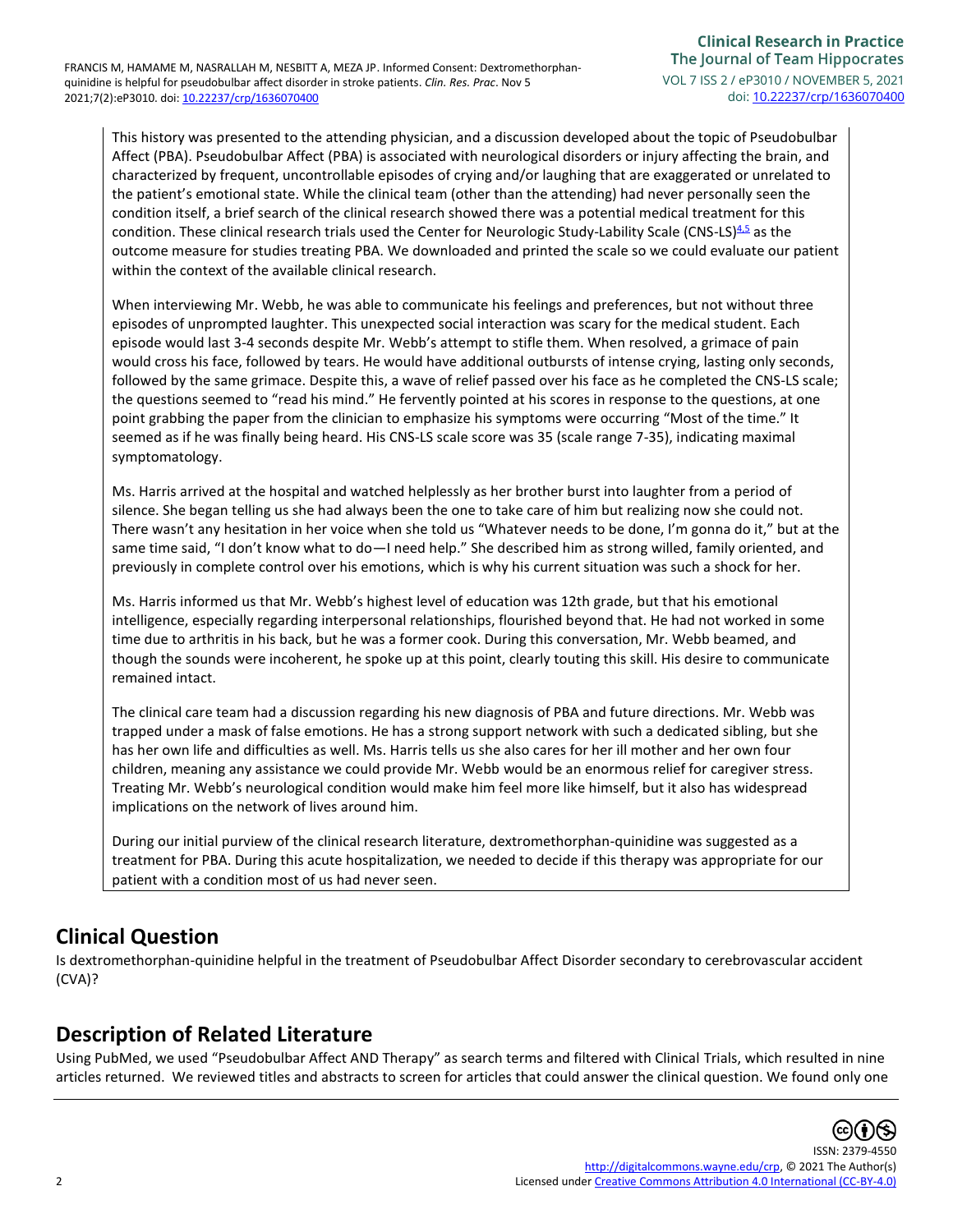This history was presented to the attending physician, and a discussion developed about the topic of Pseudobulbar Affect (PBA). Pseudobulbar Affect (PBA) is associated with neurological disorders or injury affecting the brain, and characterized by frequent, uncontrollable episodes of crying and/or laughing that are exaggerated or unrelated to the patient's emotional state. While the clinical team (other than the attending) had never personally seen the condition itself, a brief search of the clinical research showed there was a potential medical treatment for this condition. These clinical research trials used the Center for Neurologic Study-Lability Scale (CNS-LS)[4,5] as the outcome measure for studies treating PBA. We downloaded and printed the scale so we could evaluate our patient within the context of the available clinical research.

When interviewing Mr. Webb, he was able to communicate his feelings and preferences, but not without three episodes of unprompted laughter. This unexpected social interaction was scary for the medical student. Each episode would last 3-4 seconds despite Mr. Webb's attempt to stifle them. When resolved, a grimace of pain would cross his face, followed by tears. He would have additional outbursts of intense crying, lasting only seconds, followed by the same grimace. Despite this, a wave of relief passed over his face as he completed the CNS-LS scale; the questions seemed to "read his mind." He fervently pointed at his scores in response to the questions, at one point grabbing the paper from the clinician to emphasize his symptoms were occurring "Most of the time." It seemed as if he was finally being heard. His CNS-LS scale score was 35 (scale range 7-35), indicating maximal symptomatology.

Ms. Harris arrived at the hospital and watched helplessly as her brother burst into laughter from a period of silence. She began telling us she had always been the one to take care of him but realizing now she could not. There wasn't any hesitation in her voice when she told us "Whatever needs to be done, I'm gonna do it," but at the same time said, "I don't know what to do—I need help." She described him as strong willed, family oriented, and previously in complete control over his emotions, which is why his current situation was such a shock for her.

Ms. Harris informed us that Mr. Webb's highest level of education was 12th grade, but that his emotional intelligence, especially regarding interpersonal relationships, flourished beyond that. He had not worked in some time due to arthritis in his back, but he was a former cook. During this conversation, Mr. Webb beamed, and though the sounds were incoherent, he spoke up at this point, clearly touting this skill. His desire to communicate remained intact.

The clinical care team had a discussion regarding his new diagnosis of PBA and future directions. Mr. Webb was trapped under a mask of false emotions. He has a strong support network with such a dedicated sibling, but she has her own life and difficulties as well. Ms. Harris tells us she also cares for her ill mother and her own four children, meaning any assistance we could provide Mr. Webb would be an enormous relief for caregiver stress. Treating Mr. Webb's neurological condition would make him feel more like himself, but it also has widespread implications on the network of lives around him.

During our initial purview of the clinical research literature, dextromethorphan-quinidine was suggested as a treatment for PBA. During this acute hospitalization, we needed to decide if this therapy was appropriate for our patient with a condition most of us had never seen.

## Clinical Question

Is dextromethorphan-quinidine helpful in the treatment of Pseudobulbar Affect Disorder secondary to cerebrovascular accident (CVA)?

## Description of Related Literature

Using PubMed, we used "Pseudobulbar Affect AND Therapy" as search terms and filtered with Clinical Trials, which resulted in nine articles returned. We reviewed titles and abstracts to screen for articles that could answer the clinical question. We found only one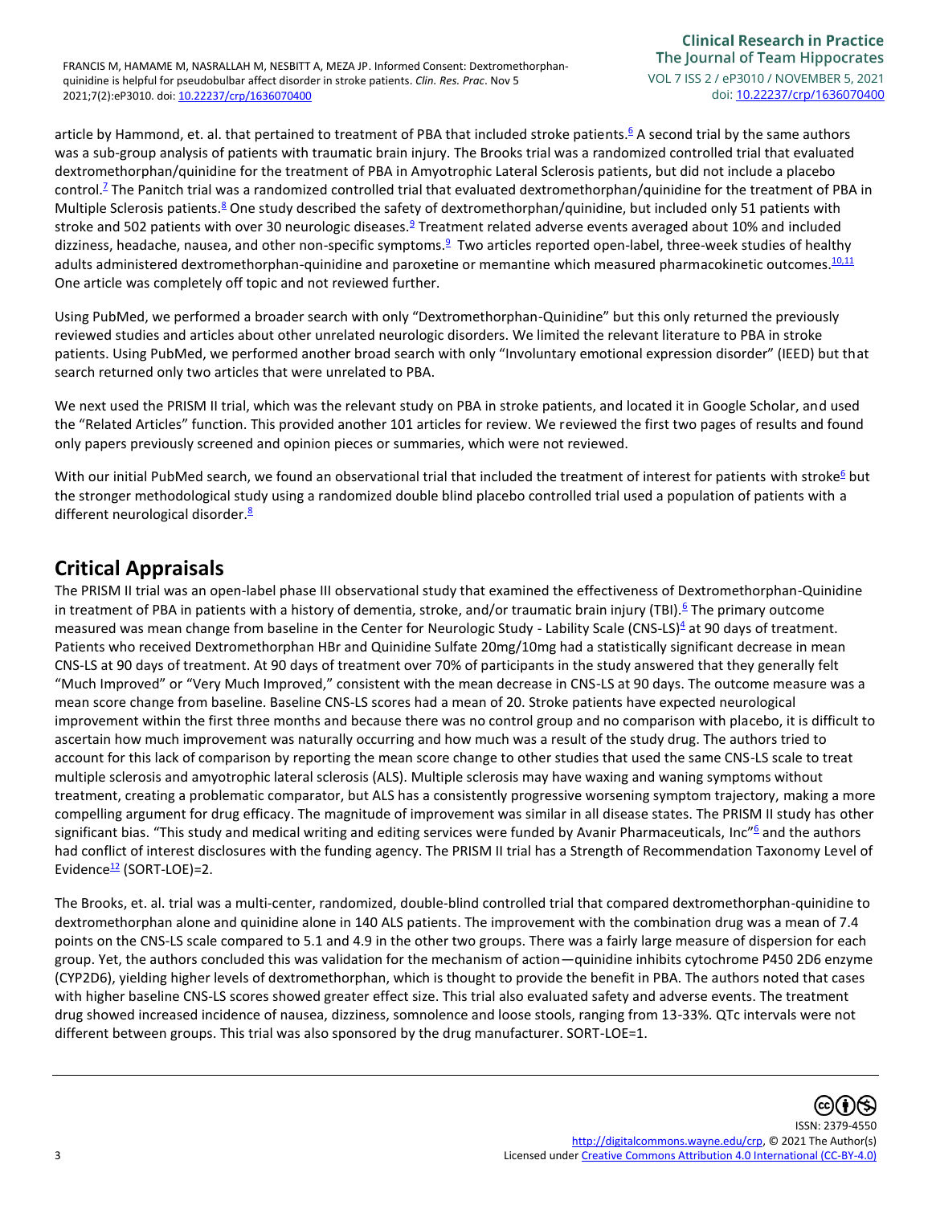article by Hammond, et. al. that pertained to treatment of PBA that included stroke patients.[6] A second trial by the same authors was a sub-group analysis of patients with traumatic brain injury. The Brooks trial was a randomized controlled trial that evaluated dextromethorphan/quinidine for the treatment of PBA in Amyotrophic Lateral Sclerosis patients, but did not include a placebo control.[7] The Panitch trial was a randomized controlled trial that evaluated dextromethorphan/quinidine for the treatment of PBA in Multiple Sclerosis patients.[8] One study described the safety of dextromethorphan/quinidine, but included only 51 patients with stroke and 502 patients with over 30 neurologic diseases.[9] Treatment related adverse events averaged about 10% and included dizziness, headache, nausea, and other non-specific symptoms.[9] Two articles reported open-label, three-week studies of healthy adults administered dextromethorphan-quinidine and paroxetine or memantine which measured pharmacokinetic outcomes.[10,11] One article was completely off topic and not reviewed further.

Using PubMed, we performed a broader search with only "Dextromethorphan-Quinidine" but this only returned the previously reviewed studies and articles about other unrelated neurologic disorders. We limited the relevant literature to PBA in stroke patients. Using PubMed, we performed another broad search with only "Involuntary emotional expression disorder" (IEED) but that search returned only two articles that were unrelated to PBA.

We next used the PRISM II trial, which was the relevant study on PBA in stroke patients, and located it in Google Scholar, and used the "Related Articles" function. This provided another 101 articles for review. We reviewed the first two pages of results and found only papers previously screened and opinion pieces or summaries, which were not reviewed.

With our initial PubMed search, we found an observational trial that included the treatment of interest for patients with stroke[6] but the stronger methodological study using a randomized double blind placebo controlled trial used a population of patients with a different neurological disorder.[8]

# Critical Appraisals

The PRISM II trial was an open-label phase III observational study that examined the effectiveness of Dextromethorphan-Quinidine in treatment of PBA in patients with a history of dementia, stroke, and/or traumatic brain injury (TBI).[6] The primary outcome measured was mean change from baseline in the Center for Neurologic Study - Lability Scale (CNS-LS)[4] at 90 days of treatment. Patients who received Dextromethorphan HBr and Quinidine Sulfate 20mg/10mg had a statistically significant decrease in mean CNS-LS at 90 days of treatment. At 90 days of treatment over 70% of participants in the study answered that they generally felt "Much Improved" or "Very Much Improved," consistent with the mean decrease in CNS-LS at 90 days. The outcome measure was a mean score change from baseline. Baseline CNS-LS scores had a mean of 20. Stroke patients have expected neurological improvement within the first three months and because there was no control group and no comparison with placebo, it is difficult to ascertain how much improvement was naturally occurring and how much was a result of the study drug. The authors tried to account for this lack of comparison by reporting the mean score change to other studies that used the same CNS-LS scale to treat multiple sclerosis and amyotrophic lateral sclerosis (ALS). Multiple sclerosis may have waxing and waning symptoms without treatment, creating a problematic comparator, but ALS has a consistently progressive worsening symptom trajectory, making a more compelling argument for drug efficacy. The magnitude of improvement was similar in all disease states. The PRISM II study has other significant bias. "This study and medical writing and editing services were funded by Avanir Pharmaceuticals, Inc"[6] and the authors had conflict of interest disclosures with the funding agency. The PRISM II trial has a Strength of Recommendation Taxonomy Level of Evidence[12] (SORT-LOE)=2.

The Brooks, et. al. trial was a multi-center, randomized, double-blind controlled trial that compared dextromethorphan-quinidine to dextromethorphan alone and quinidine alone in 140 ALS patients. The improvement with the combination drug was a mean of 7.4 points on the CNS-LS scale compared to 5.1 and 4.9 in the other two groups. There was a fairly large measure of dispersion for each group. Yet, the authors concluded this was validation for the mechanism of action—quinidine inhibits cytochrome P450 2D6 enzyme (CYP2D6), yielding higher levels of dextromethorphan, which is thought to provide the benefit in PBA. The authors noted that cases with higher baseline CNS-LS scores showed greater effect size. This trial also evaluated safety and adverse events. The treatment drug showed increased incidence of nausea, dizziness, somnolence and loose stools, ranging from 13-33%. QTc intervals were not different between groups. This trial was also sponsored by the drug manufacturer. SORT-LOE=1.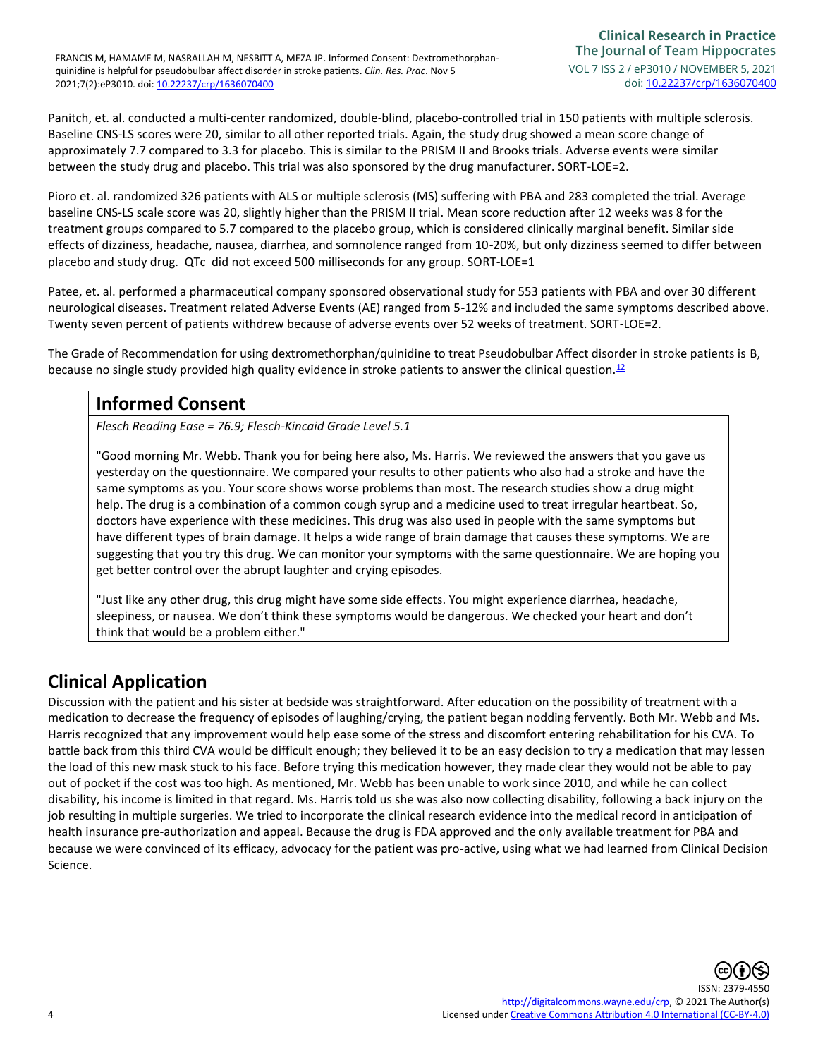Panitch, et. al. conducted a multi-center randomized, double-blind, placebo-controlled trial in 150 patients with multiple sclerosis. Baseline CNS-LS scores were 20, similar to all other reported trials. Again, the study drug showed a mean score change of approximately 7.7 compared to 3.3 for placebo. This is similar to the PRISM II and Brooks trials. Adverse events were similar between the study drug and placebo. This trial was also sponsored by the drug manufacturer. SORT-LOE=2.

Pioro et. al. randomized 326 patients with ALS or multiple sclerosis (MS) suffering with PBA and 283 completed the trial. Average baseline CNS-LS scale score was 20, slightly higher than the PRISM II trial. Mean score reduction after 12 weeks was 8 for the treatment groups compared to 5.7 compared to the placebo group, which is considered clinically marginal benefit. Similar side effects of dizziness, headache, nausea, diarrhea, and somnolence ranged from 10-20%, but only dizziness seemed to differ between placebo and study drug. QTc did not exceed 500 milliseconds for any group. SORT-LOE=1

Patee, et. al. performed a pharmaceutical company sponsored observational study for 553 patients with PBA and over 30 different neurological diseases. Treatment related Adverse Events (AE) ranged from 5-12% and included the same symptoms described above. Twenty seven percent of patients withdrew because of adverse events over 52 weeks of treatment. SORT-LOE=2.

The Grade of Recommendation for using dextromethorphan/quinidine to treat Pseudobulbar Affect disorder in stroke patients is B, because no single study provided high quality evidence in stroke patients to answer the clinical question.[12]

## Informed Consent

*Flesch Reading Ease = 76.9; Flesch-Kincaid Grade Level 5.1*

"Good morning Mr. Webb. Thank you for being here also, Ms. Harris. We reviewed the answers that you gave us yesterday on the questionnaire. We compared your results to other patients who also had a stroke and have the same symptoms as you. Your score shows worse problems than most. The research studies show a drug might help. The drug is a combination of a common cough syrup and a medicine used to treat irregular heartbeat. So, doctors have experience with these medicines. This drug was also used in people with the same symptoms but have different types of brain damage. It helps a wide range of brain damage that causes these symptoms. We are suggesting that you try this drug. We can monitor your symptoms with the same questionnaire. We are hoping you get better control over the abrupt laughter and crying episodes.

"Just like any other drug, this drug might have some side effects. You might experience diarrhea, headache, sleepiness, or nausea. We don't think these symptoms would be dangerous. We checked your heart and don't think that would be a problem either."

## Clinical Application

Discussion with the patient and his sister at bedside was straightforward. After education on the possibility of treatment with a medication to decrease the frequency of episodes of laughing/crying, the patient began nodding fervently. Both Mr. Webb and Ms. Harris recognized that any improvement would help ease some of the stress and discomfort entering rehabilitation for his CVA. To battle back from this third CVA would be difficult enough; they believed it to be an easy decision to try a medication that may lessen the load of this new mask stuck to his face. Before trying this medication however, they made clear they would not be able to pay out of pocket if the cost was too high. As mentioned, Mr. Webb has been unable to work since 2010, and while he can collect disability, his income is limited in that regard. Ms. Harris told us she was also now collecting disability, following a back injury on the job resulting in multiple surgeries. We tried to incorporate the clinical research evidence into the medical record in anticipation of health insurance pre-authorization and appeal. Because the drug is FDA approved and the only available treatment for PBA and because we were convinced of its efficacy, advocacy for the patient was pro-active, using what we had learned from Clinical Decision Science.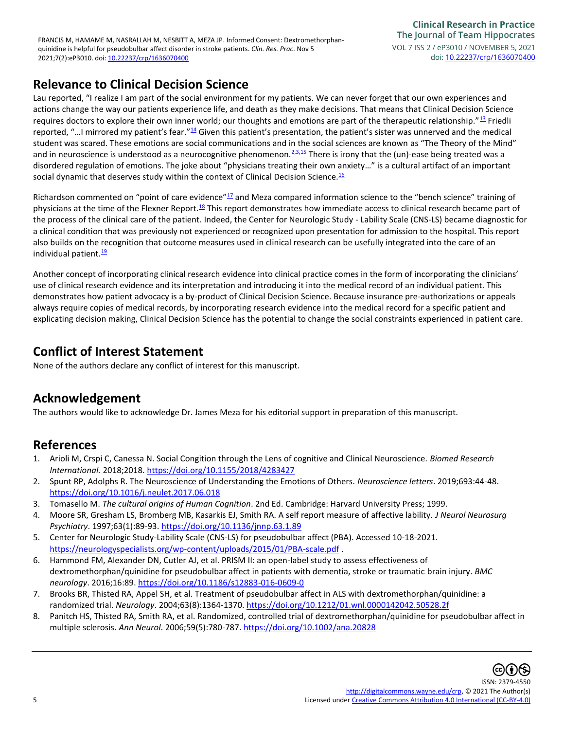## Relevance to Clinical Decision Science

Lau reported, "I realize I am part of the social environment for my patients. We can never forget that our own experiences and actions change the way our patients experience life, and death as they make decisions. That means that Clinical Decision Science requires doctors to explore their own inner world; our thoughts and emotions are part of the therapeutic relationship."[13] Friedli reported, "…I mirrored my patient's fear."[14] Given this patient's presentation, the patient's sister was unnerved and the medical student was scared. These emotions are social communications and in the social sciences are known as "The Theory of the Mind" and in neuroscience is understood as a neurocognitive phenomenon.[2,3,15] There is irony that the (un)-ease being treated was a disordered regulation of emotions. The joke about "physicians treating their own anxiety…" is a cultural artifact of an important social dynamic that deserves study within the context of Clinical Decision Science.[16]

Richardson commented on "point of care evidence"[17] and Meza compared information science to the "bench science" training of physicians at the time of the Flexner Report.[18] This report demonstrates how immediate access to clinical research became part of the process of the clinical care of the patient. Indeed, the Center for Neurologic Study - Lability Scale (CNS-LS) became diagnostic for a clinical condition that was previously not experienced or recognized upon presentation for admission to the hospital. This report also builds on the recognition that outcome measures used in clinical research can be usefully integrated into the care of an individual patient.[19]

Another concept of incorporating clinical research evidence into clinical practice comes in the form of incorporating the clinicians' use of clinical research evidence and its interpretation and introducing it into the medical record of an individual patient. This demonstrates how patient advocacy is a by-product of Clinical Decision Science. Because insurance pre-authorizations or appeals always require copies of medical records, by incorporating research evidence into the medical record for a specific patient and explicating decision making, Clinical Decision Science has the potential to change the social constraints experienced in patient care.

## Conflict of Interest Statement

None of the authors declare any conflict of interest for this manuscript.

## Acknowledgement

The authors would like to acknowledge Dr. James Meza for his editorial support in preparation of this manuscript.

## References

1. Arioli M, Crspi C, Canessa N. Social Congition through the Lens of cognitive and Clinical Neuroscience. *Biomed Research International.* 2018;2018. https://doi.org/10.1155/2018/4283427
2. Spunt RP, Adolphs R. The Neuroscience of Understanding the Emotions of Others. *Neuroscience letters*. 2019;693:44-48. https://doi.org/10.1016/j.neulet.2017.06.018
3. Tomasello M. *The cultural origins of Human Cognition*. 2nd Ed. Cambridge: Harvard University Press; 1999.
4. Moore SR, Gresham LS, Bromberg MB, Kasarkis EJ, Smith RA. A self report measure of affective lability. *J Neurol Neurosurg Psychiatry*. 1997;63(1):89-93. https://doi.org/10.1136/jnnp.63.1.89
5. Center for Neurologic Study-Lability Scale (CNS-LS) for pseudobulbar affect (PBA). Accessed 10-18-2021. https://neurologyspecialists.org/wp-content/uploads/2015/01/PBA-scale.pdf .
6. Hammond FM, Alexander DN, Cutler AJ, et al. PRISM II: an open-label study to assess effectiveness of dextromethorphan/quinidine for pseudobulbar affect in patients with dementia, stroke or traumatic brain injury. *BMC neurology*. 2016;16:89. https://doi.org/10.1186/s12883-016-0609-0
7. Brooks BR, Thisted RA, Appel SH, et al. Treatment of pseudobulbar affect in ALS with dextromethorphan/quinidine: a randomized trial. *Neurology*. 2004;63(8):1364-1370. https://doi.org/10.1212/01.wnl.0000142042.50528.2f
8. Panitch HS, Thisted RA, Smith RA, et al. Randomized, controlled trial of dextromethorphan/quinidine for pseudobulbar affect in multiple sclerosis. *Ann Neurol*. 2006;59(5):780-787. https://doi.org/10.1002/ana.20828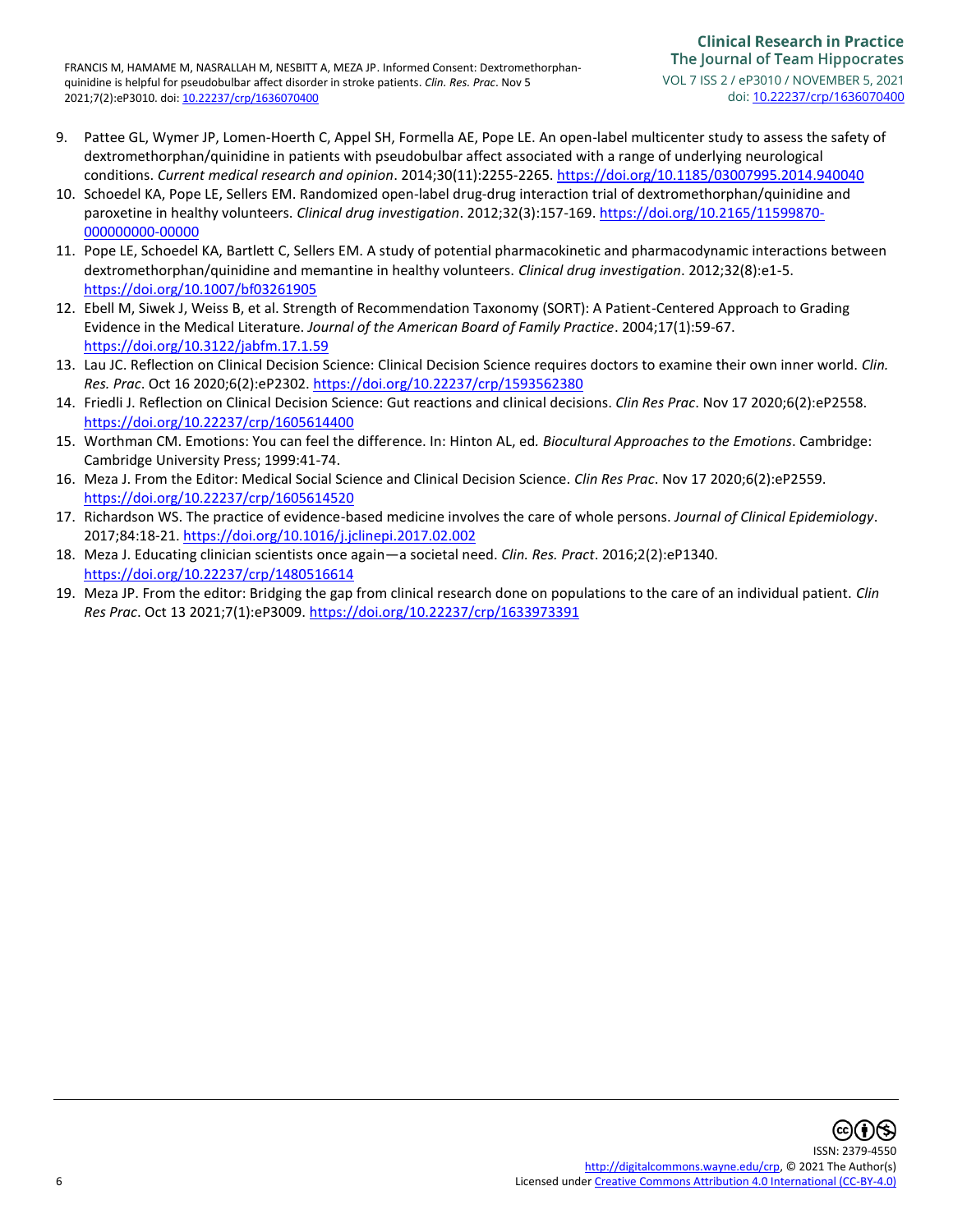9. Pattee GL, Wymer JP, Lomen-Hoerth C, Appel SH, Formella AE, Pope LE. An open-label multicenter study to assess the safety of dextromethorphan/quinidine in patients with pseudobulbar affect associated with a range of underlying neurological conditions. *Current medical research and opinion*. 2014;30(11):2255-2265. https://doi.org/10.1185/03007995.2014.940040
10. Schoedel KA, Pope LE, Sellers EM. Randomized open-label drug-drug interaction trial of dextromethorphan/quinidine and paroxetine in healthy volunteers. *Clinical drug investigation*. 2012;32(3):157-169. https://doi.org/10.2165/11599870-000000000-00000
11. Pope LE, Schoedel KA, Bartlett C, Sellers EM. A study of potential pharmacokinetic and pharmacodynamic interactions between dextromethorphan/quinidine and memantine in healthy volunteers. *Clinical drug investigation*. 2012;32(8):e1-5. https://doi.org/10.1007/bf03261905
12. Ebell M, Siwek J, Weiss B, et al. Strength of Recommendation Taxonomy (SORT): A Patient-Centered Approach to Grading Evidence in the Medical Literature. *Journal of the American Board of Family Practice*. 2004;17(1):59-67. https://doi.org/10.3122/jabfm.17.1.59
13. Lau JC. Reflection on Clinical Decision Science: Clinical Decision Science requires doctors to examine their own inner world. *Clin. Res. Prac*. Oct 16 2020;6(2):eP2302. https://doi.org/10.22237/crp/1593562380
14. Friedli J. Reflection on Clinical Decision Science: Gut reactions and clinical decisions. *Clin Res Prac*. Nov 17 2020;6(2):eP2558. https://doi.org/10.22237/crp/1605614400
15. Worthman CM. Emotions: You can feel the difference. In: Hinton AL, ed. *Biocultural Approaches to the Emotions*. Cambridge: Cambridge University Press; 1999:41-74.
16. Meza J. From the Editor: Medical Social Science and Clinical Decision Science. *Clin Res Prac*. Nov 17 2020;6(2):eP2559. https://doi.org/10.22237/crp/1605614520
17. Richardson WS. The practice of evidence-based medicine involves the care of whole persons. *Journal of Clinical Epidemiology*. 2017;84:18-21. https://doi.org/10.1016/j.jclinepi.2017.02.002
18. Meza J. Educating clinician scientists once again—a societal need. *Clin. Res. Pract*. 2016;2(2):eP1340. https://doi.org/10.22237/crp/1480516614
19. Meza JP. From the editor: Bridging the gap from clinical research done on populations to the care of an individual patient. *Clin Res Prac*. Oct 13 2021;7(1):eP3009. https://doi.org/10.22237/crp/1633973391

ISSN: 2379-4550
http://digitalcommons.wayne.edu/crp, © 2021 The Author(s)
Licensed under Creative Commons Attribution 4.0 International (CC-BY-4.0)